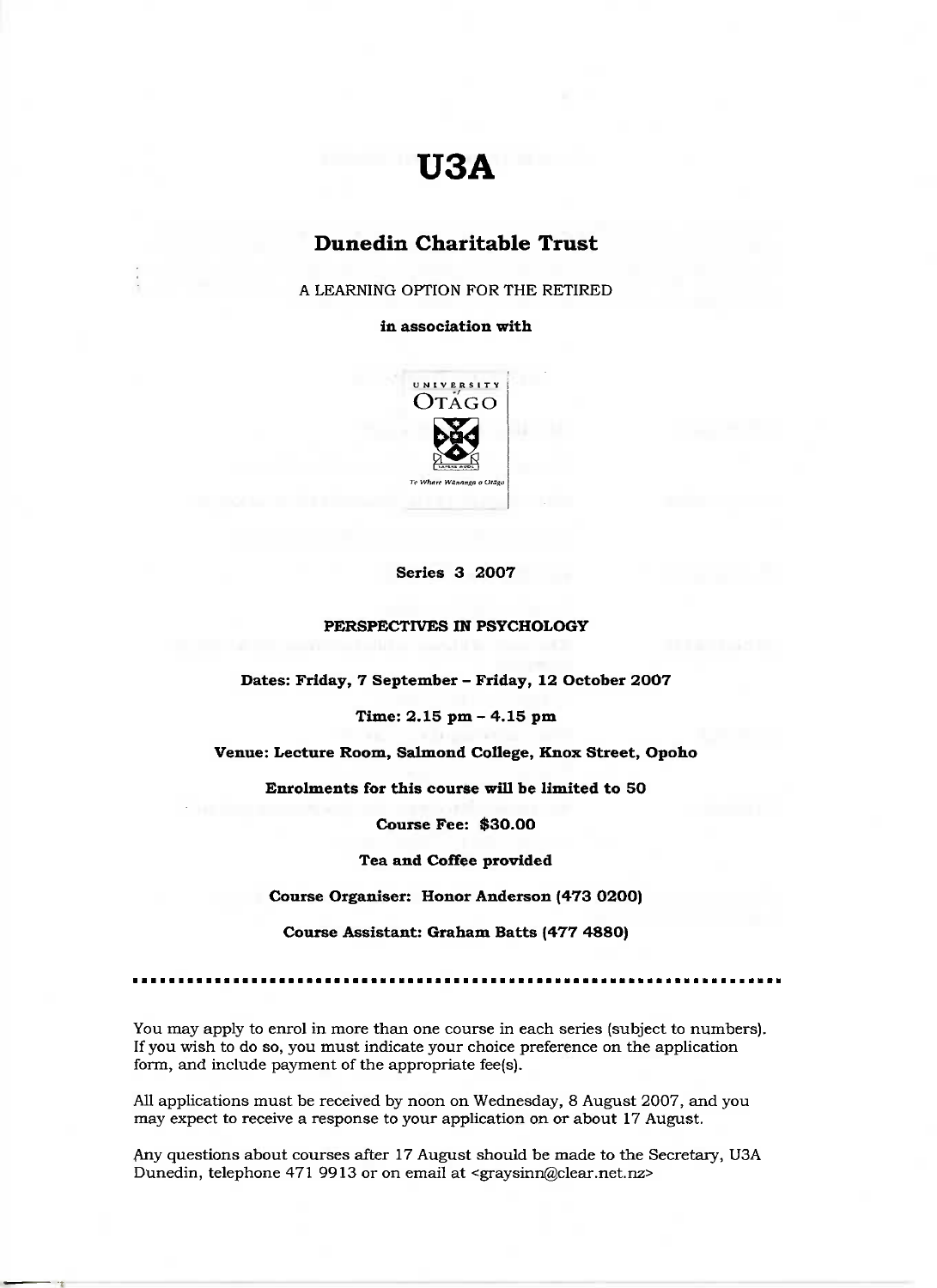# U3A

## Dunedin Charitable Trust

A LEARNING OPTION FOR THE RETIRED

**in association with**

UNIVERSITY of OTAGO

*Te Whare Wānanga o Otāgo*

**Series 3 2007**

**PERSPECTIVES IN PSYCHOLOGY**

**Dates: Friday, 7 September – Friday, 12 October 2007**

**Time: 2.15 pm – 4.15 pm**

**Venue: Lecture Room, Salmond College, Knox Street, Opoho**

**Enrolments for this course will be limited to 50**

**Course Fee: $30.00**

**Tea and Coffee provided**

**Course Organiser: Honor Anderson (473 0200)**

**Course Assistant: Graham Batts (477 4880)**

---

You may apply to enrol in more than one course in each series (subject to numbers). If you wish to do so, you must indicate your choice preference on the application form, and include payment of the appropriate fee(s).

All applications must be received by noon on Wednesday, 8 August 2007, and you may expect to receive a response to your application on or about 17 August.

Any questions about courses after 17 August should be made to the Secretary, U3A Dunedin, telephone 471 9913 or on email at <graysinn@clear.net.nz>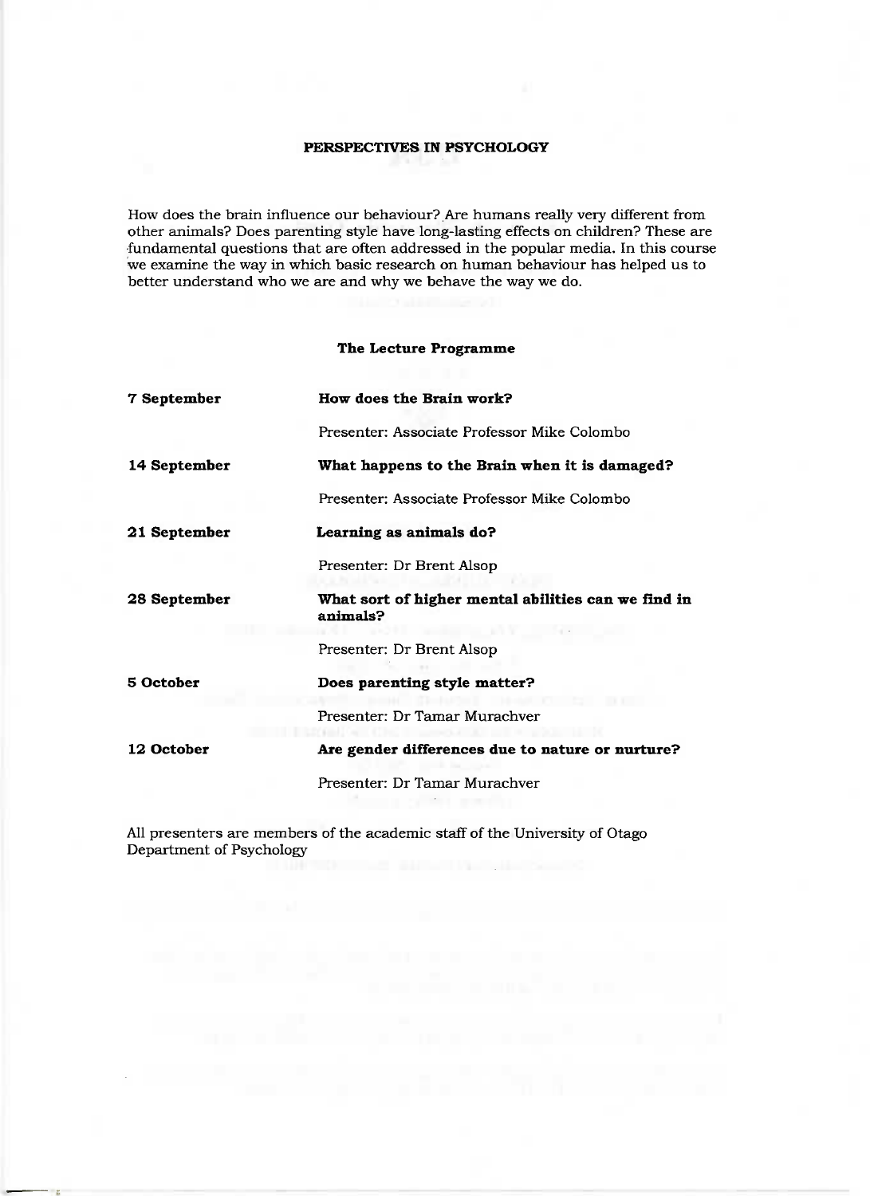# PERSPECTIVES IN PSYCHOLOGY

How does the brain influence our behaviour? Are humans really very different from other animals? Does parenting style have long-lasting effects on children? These are fundamental questions that are often addressed in the popular media. In this course we examine the way in which basic research on human behaviour has helped us to better understand who we are and why we behave the way we do.

## The Lecture Programme

| | |
|---|---|
| **7 September** | **How does the Brain work?** |
| | Presenter: Associate Professor Mike Colombo |
| **14 September** | **What happens to the Brain when it is damaged?** |
| | Presenter: Associate Professor Mike Colombo |
| **21 September** | **Learning as animals do?** |
| | Presenter: Dr Brent Alsop |
| **28 September** | **What sort of higher mental abilities can we find in animals?** |
| | Presenter: Dr Brent Alsop |
| **5 October** | **Does parenting style matter?** |
| | Presenter: Dr Tamar Murachver |
| **12 October** | **Are gender differences due to nature or nurture?** |
| | Presenter: Dr Tamar Murachver |

All presenters are members of the academic staff of the University of Otago Department of Psychology